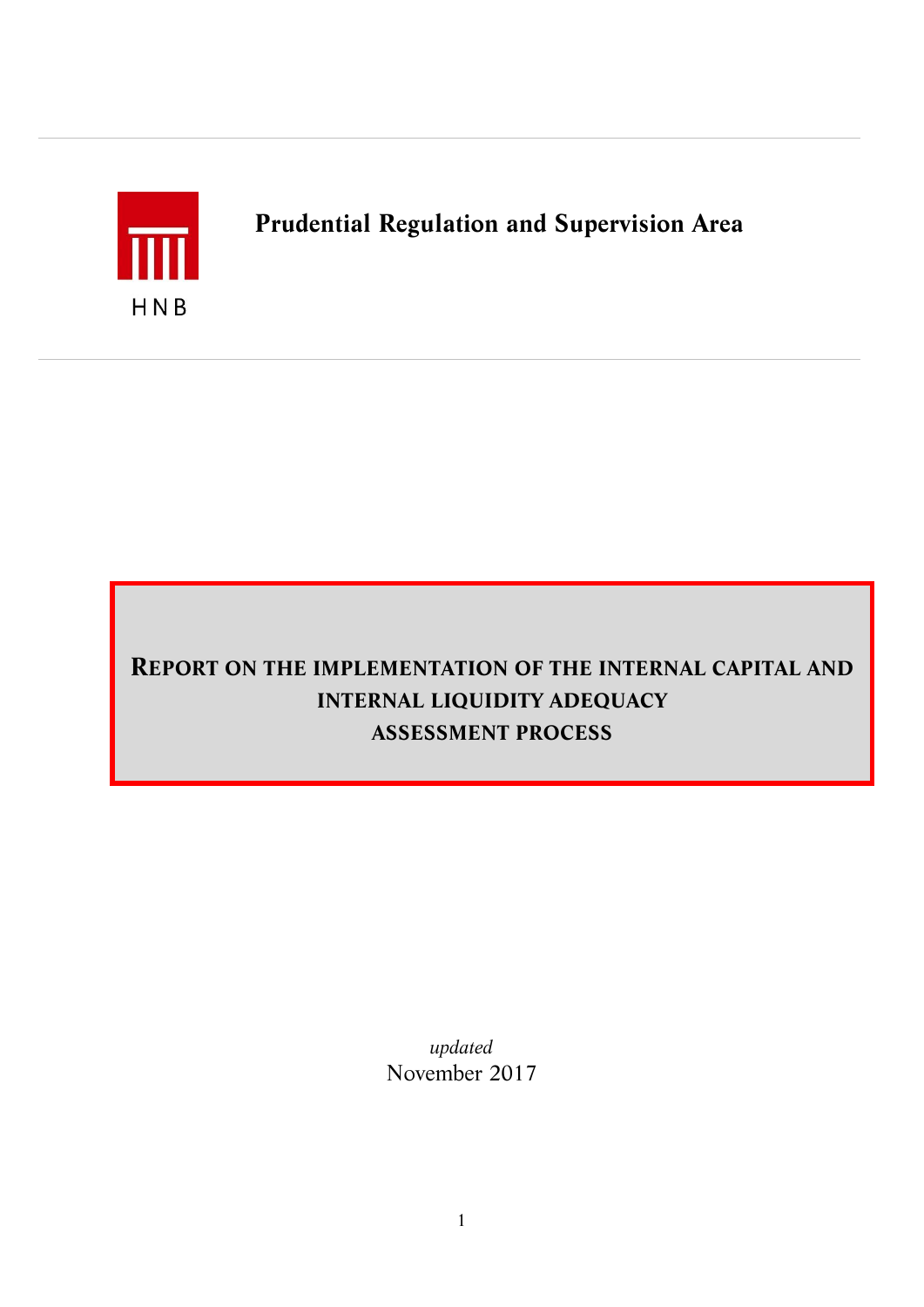HNB

**Prudential Regulation and Supervision Area**

# REPORT ON THE IMPLEMENTATION OF THE INTERNAL CAPITAL AND INTERNAL LIQUIDITY ADEQUACY ASSESSMENT PROCESS

*updated*

November 2017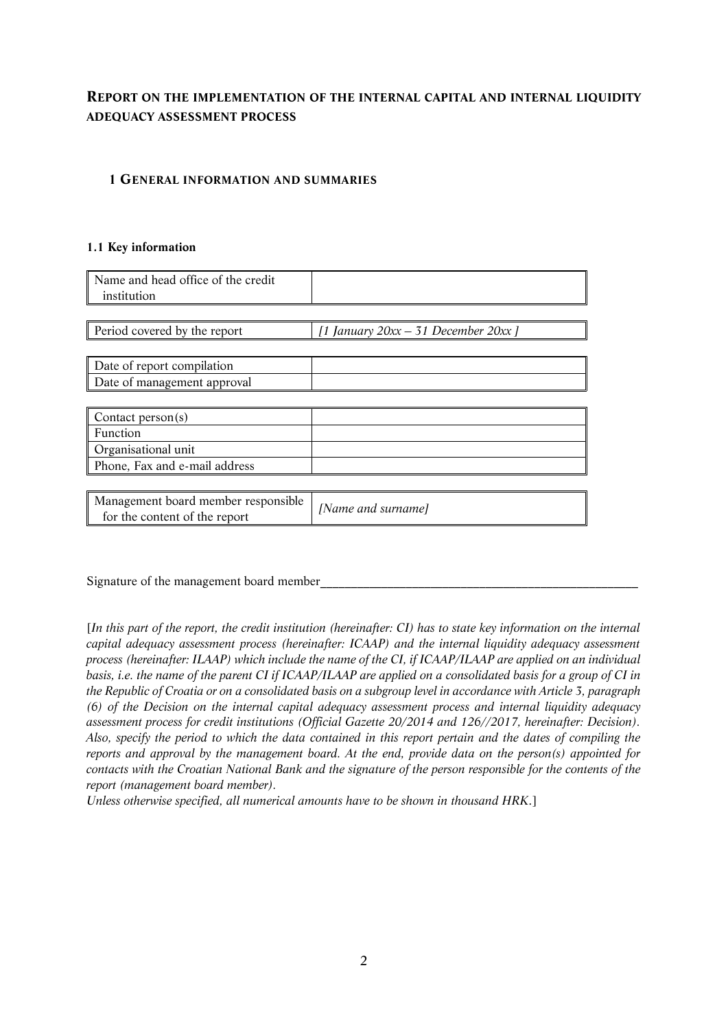# Report on the implementation of the internal capital and internal liquidity adequacy assessment process

## 1 General information and summaries

### 1.1 Key information

| | |
|---|---|
| Name and head office of the credit institution | |

| | |
|---|---|
| Period covered by the report | *[1 January 20xx – 31 December 20xx ]* |

| | |
|---|---|
| Date of report compilation | |
| Date of management approval | |

| | |
|---|---|
| Contact person(s) | |
| Function | |
| Organisational unit | |
| Phone, Fax and e-mail address | |

| | |
|---|---|
| Management board member responsible for the content of the report | *[Name and surname]* |

Signature of the management board member______________________________________________

[*In this part of the report, the credit institution (hereinafter: CI) has to state key information on the internal capital adequacy assessment process (hereinafter: ICAAP) and the internal liquidity adequacy assessment process (hereinafter: ILAAP) which include the name of the CI, if ICAAP/ILAAP are applied on an individual basis, i.e. the name of the parent CI if ICAAP/ILAAP are applied on a consolidated basis for a group of CI in the Republic of Croatia or on a consolidated basis on a subgroup level in accordance with Article 3, paragraph (6) of the Decision on the internal capital adequacy assessment process and internal liquidity adequacy assessment process for credit institutions (Official Gazette 20/2014 and 126//2017, hereinafter: Decision). Also, specify the period to which the data contained in this report pertain and the dates of compiling the reports and approval by the management board. At the end, provide data on the person(s) appointed for contacts with the Croatian National Bank and the signature of the person responsible for the contents of the report (management board member).*
*Unless otherwise specified, all numerical amounts have to be shown in thousand HRK.*]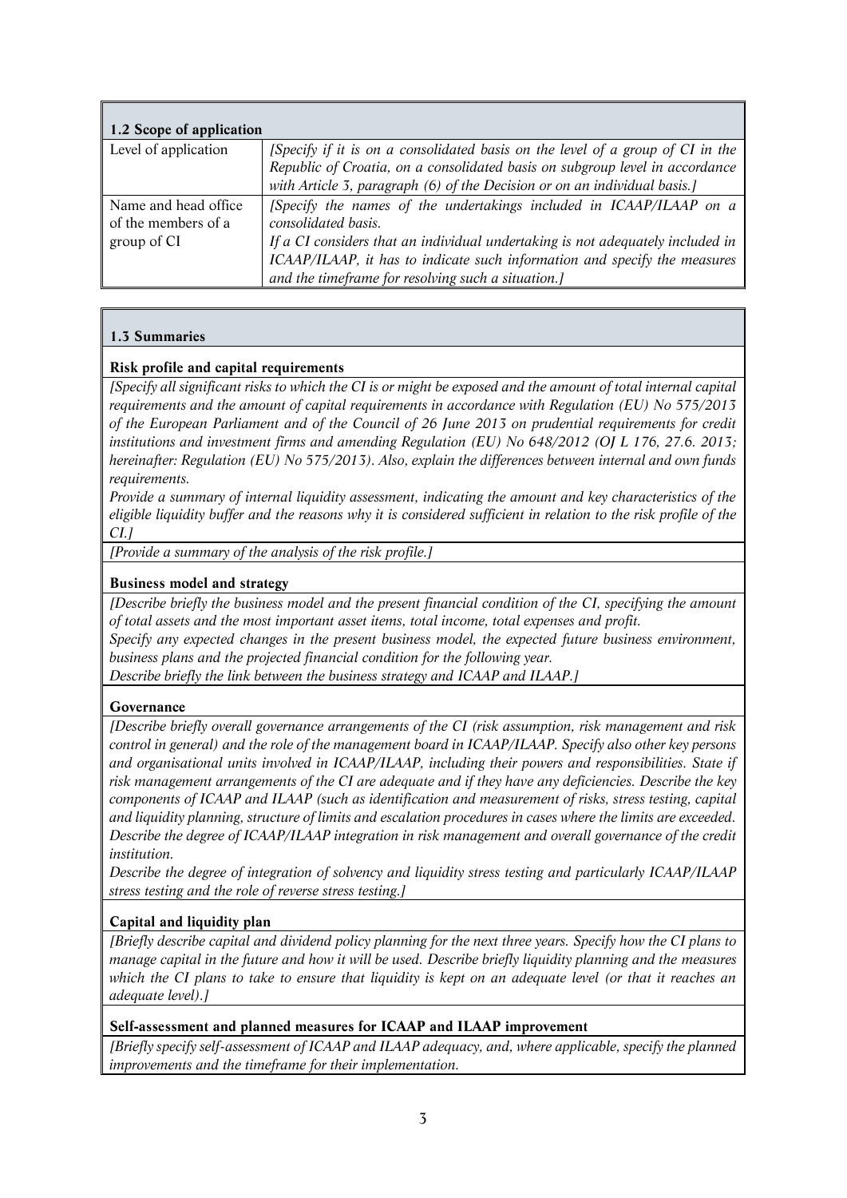| 1.2 Scope of application | |
|---|---|
| Level of application | *[Specify if it is on a consolidated basis on the level of a group of CI in the Republic of Croatia, on a consolidated basis on subgroup level in accordance with Article 3, paragraph (6) of the Decision or on an individual basis.]* |
| Name and head office of the members of a group of CI | *[Specify the names of the undertakings included in ICAAP/ILAAP on a consolidated basis.* *If a CI considers that an individual undertaking is not adequately included in ICAAP/ILAAP, it has to indicate such information and specify the measures and the timeframe for resolving such a situation.]* |

**1.3 Summaries**

**Risk profile and capital requirements**

*[Specify all significant risks to which the CI is or might be exposed and the amount of total internal capital requirements and the amount of capital requirements in accordance with Regulation (EU) No 575/2013 of the European Parliament and of the Council of 26 June 2013 on prudential requirements for credit institutions and investment firms and amending Regulation (EU) No 648/2012 (OJ L 176, 27.6. 2013; hereinafter: Regulation (EU) No 575/2013). Also, explain the differences between internal and own funds requirements.*

*Provide a summary of internal liquidity assessment, indicating the amount and key characteristics of the eligible liquidity buffer and the reasons why it is considered sufficient in relation to the risk profile of the CI.]*

*[Provide a summary of the analysis of the risk profile.]*

**Business model and strategy**

*[Describe briefly the business model and the present financial condition of the CI, specifying the amount of total assets and the most important asset items, total income, total expenses and profit.*

*Specify any expected changes in the present business model, the expected future business environment, business plans and the projected financial condition for the following year.*

*Describe briefly the link between the business strategy and ICAAP and ILAAP.]*

**Governance**

*[Describe briefly overall governance arrangements of the CI (risk assumption, risk management and risk control in general) and the role of the management board in ICAAP/ILAAP. Specify also other key persons and organisational units involved in ICAAP/ILAAP, including their powers and responsibilities. State if risk management arrangements of the CI are adequate and if they have any deficiencies. Describe the key components of ICAAP and ILAAP (such as identification and measurement of risks, stress testing, capital and liquidity planning, structure of limits and escalation procedures in cases where the limits are exceeded. Describe the degree of ICAAP/ILAAP integration in risk management and overall governance of the credit institution.*

*Describe the degree of integration of solvency and liquidity stress testing and particularly ICAAP/ILAAP stress testing and the role of reverse stress testing.]*

**Capital and liquidity plan**

*[Briefly describe capital and dividend policy planning for the next three years. Specify how the CI plans to manage capital in the future and how it will be used. Describe briefly liquidity planning and the measures which the CI plans to take to ensure that liquidity is kept on an adequate level (or that it reaches an adequate level).]*

**Self-assessment and planned measures for ICAAP and ILAAP improvement**

*[Briefly specify self-assessment of ICAAP and ILAAP adequacy, and, where applicable, specify the planned improvements and the timeframe for their implementation.*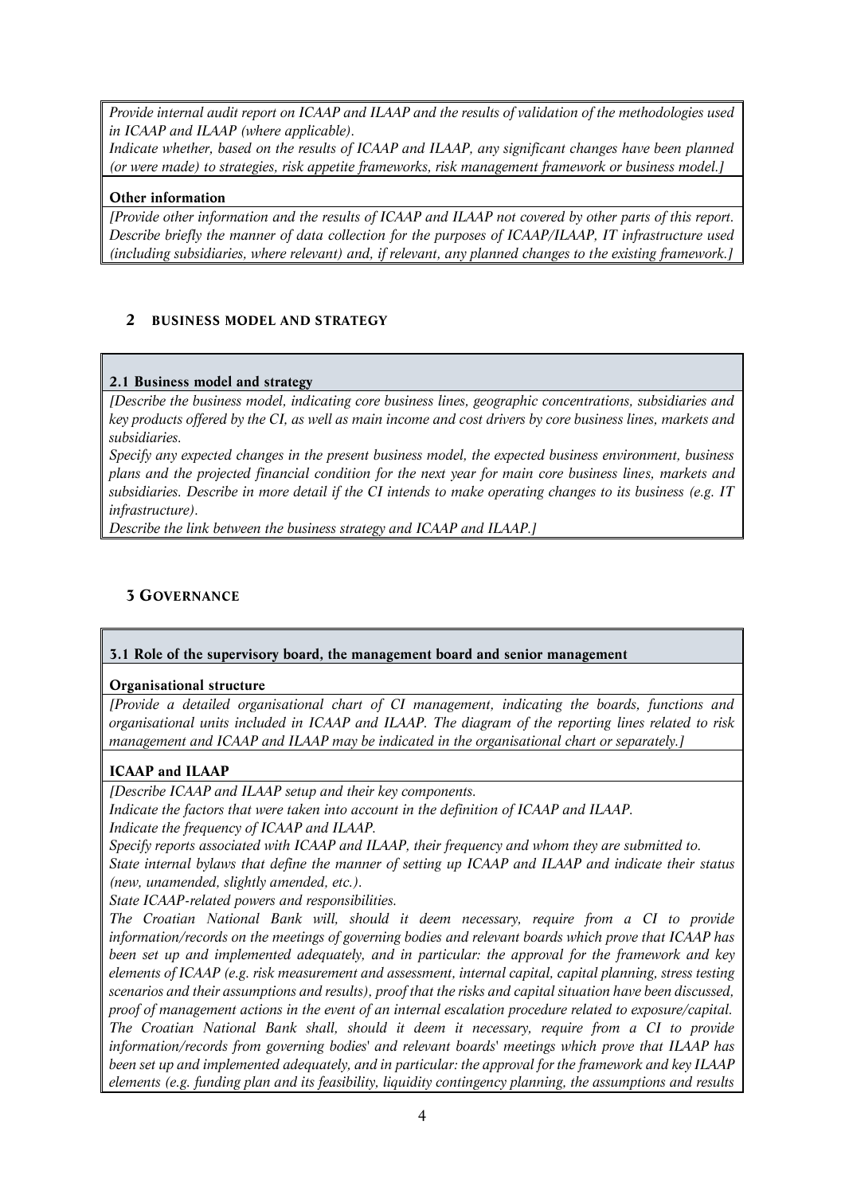*Provide internal audit report on ICAAP and ILAAP and the results of validation of the methodologies used in ICAAP and ILAAP (where applicable).*

*Indicate whether, based on the results of ICAAP and ILAAP, any significant changes have been planned (or were made) to strategies, risk appetite frameworks, risk management framework or business model.]*

**Other information**

*[Provide other information and the results of ICAAP and ILAAP not covered by other parts of this report. Describe briefly the manner of data collection for the purposes of ICAAP/ILAAP, IT infrastructure used (including subsidiaries, where relevant) and, if relevant, any planned changes to the existing framework.]*

## 2 BUSINESS MODEL AND STRATEGY

**2.1 Business model and strategy**

*[Describe the business model, indicating core business lines, geographic concentrations, subsidiaries and key products offered by the CI, as well as main income and cost drivers by core business lines, markets and subsidiaries.*

*Specify any expected changes in the present business model, the expected business environment, business plans and the projected financial condition for the next year for main core business lines, markets and subsidiaries. Describe in more detail if the CI intends to make operating changes to its business (e.g. IT infrastructure).*

*Describe the link between the business strategy and ICAAP and ILAAP.]*

## 3 GOVERNANCE

**3.1 Role of the supervisory board, the management board and senior management**

**Organisational structure**

*[Provide a detailed organisational chart of CI management, indicating the boards, functions and organisational units included in ICAAP and ILAAP. The diagram of the reporting lines related to risk management and ICAAP and ILAAP may be indicated in the organisational chart or separately.]*

**ICAAP and ILAAP**

*[Describe ICAAP and ILAAP setup and their key components.*

*Indicate the factors that were taken into account in the definition of ICAAP and ILAAP.*

*Indicate the frequency of ICAAP and ILAAP.*

*Specify reports associated with ICAAP and ILAAP, their frequency and whom they are submitted to.*

*State internal bylaws that define the manner of setting up ICAAP and ILAAP and indicate their status (new, unamended, slightly amended, etc.).*

*State ICAAP-related powers and responsibilities.*

*The Croatian National Bank will, should it deem necessary, require from a CI to provide information/records on the meetings of governing bodies and relevant boards which prove that ICAAP has been set up and implemented adequately, and in particular: the approval for the framework and key elements of ICAAP (e.g. risk measurement and assessment, internal capital, capital planning, stress testing scenarios and their assumptions and results), proof that the risks and capital situation have been discussed, proof of management actions in the event of an internal escalation procedure related to exposure/capital.*

*The Croatian National Bank shall, should it deem it necessary, require from a CI to provide information/records from governing bodies' and relevant boards' meetings which prove that ILAAP has been set up and implemented adequately, and in particular: the approval for the framework and key ILAAP elements (e.g. funding plan and its feasibility, liquidity contingency planning, the assumptions and results*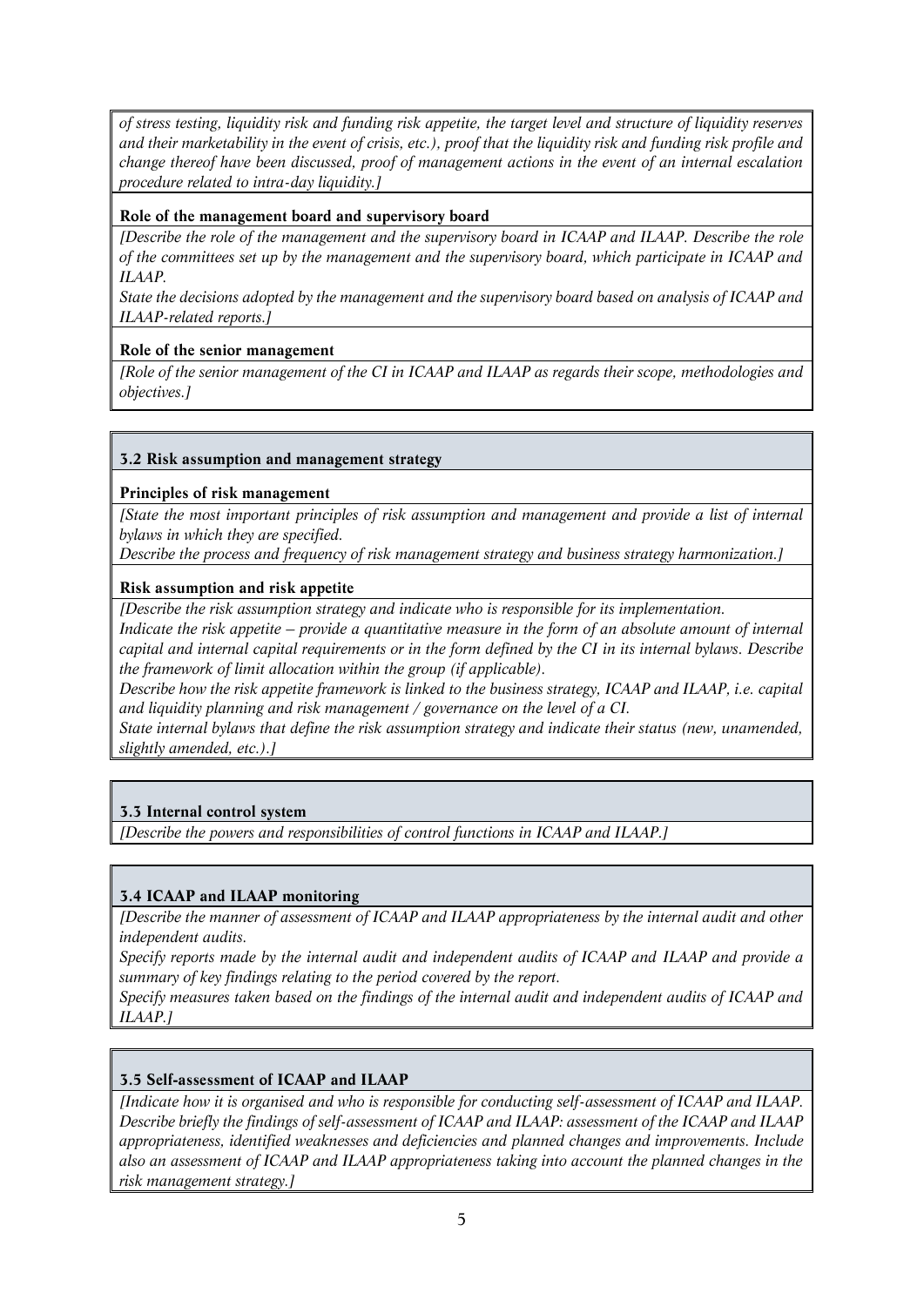*of stress testing, liquidity risk and funding risk appetite, the target level and structure of liquidity reserves and their marketability in the event of crisis, etc.), proof that the liquidity risk and funding risk profile and change thereof have been discussed, proof of management actions in the event of an internal escalation procedure related to intra-day liquidity.]*

**Role of the management board and supervisory board**

*[Describe the role of the management and the supervisory board in ICAAP and ILAAP. Describe the role of the committees set up by the management and the supervisory board, which participate in ICAAP and ILAAP.*

*State the decisions adopted by the management and the supervisory board based on analysis of ICAAP and ILAAP-related reports.]*

**Role of the senior management**

*[Role of the senior management of the CI in ICAAP and ILAAP as regards their scope, methodologies and objectives.]*

### 3.2 Risk assumption and management strategy

**Principles of risk management**

*[State the most important principles of risk assumption and management and provide a list of internal bylaws in which they are specified.*

*Describe the process and frequency of risk management strategy and business strategy harmonization.]*

**Risk assumption and risk appetite**

*[Describe the risk assumption strategy and indicate who is responsible for its implementation.*

*Indicate the risk appetite – provide a quantitative measure in the form of an absolute amount of internal capital and internal capital requirements or in the form defined by the CI in its internal bylaws. Describe the framework of limit allocation within the group (if applicable).*

*Describe how the risk appetite framework is linked to the business strategy, ICAAP and ILAAP, i.e. capital and liquidity planning and risk management / governance on the level of a CI.*

*State internal bylaws that define the risk assumption strategy and indicate their status (new, unamended, slightly amended, etc.).]*

### 3.3 Internal control system

*[Describe the powers and responsibilities of control functions in ICAAP and ILAAP.]*

### 3.4 ICAAP and ILAAP monitoring

*[Describe the manner of assessment of ICAAP and ILAAP appropriateness by the internal audit and other independent audits.*

*Specify reports made by the internal audit and independent audits of ICAAP and ILAAP and provide a summary of key findings relating to the period covered by the report.*

*Specify measures taken based on the findings of the internal audit and independent audits of ICAAP and ILAAP.]*

### 3.5 Self-assessment of ICAAP and ILAAP

*[Indicate how it is organised and who is responsible for conducting self-assessment of ICAAP and ILAAP. Describe briefly the findings of self-assessment of ICAAP and ILAAP: assessment of the ICAAP and ILAAP appropriateness, identified weaknesses and deficiencies and planned changes and improvements. Include also an assessment of ICAAP and ILAAP appropriateness taking into account the planned changes in the risk management strategy.]*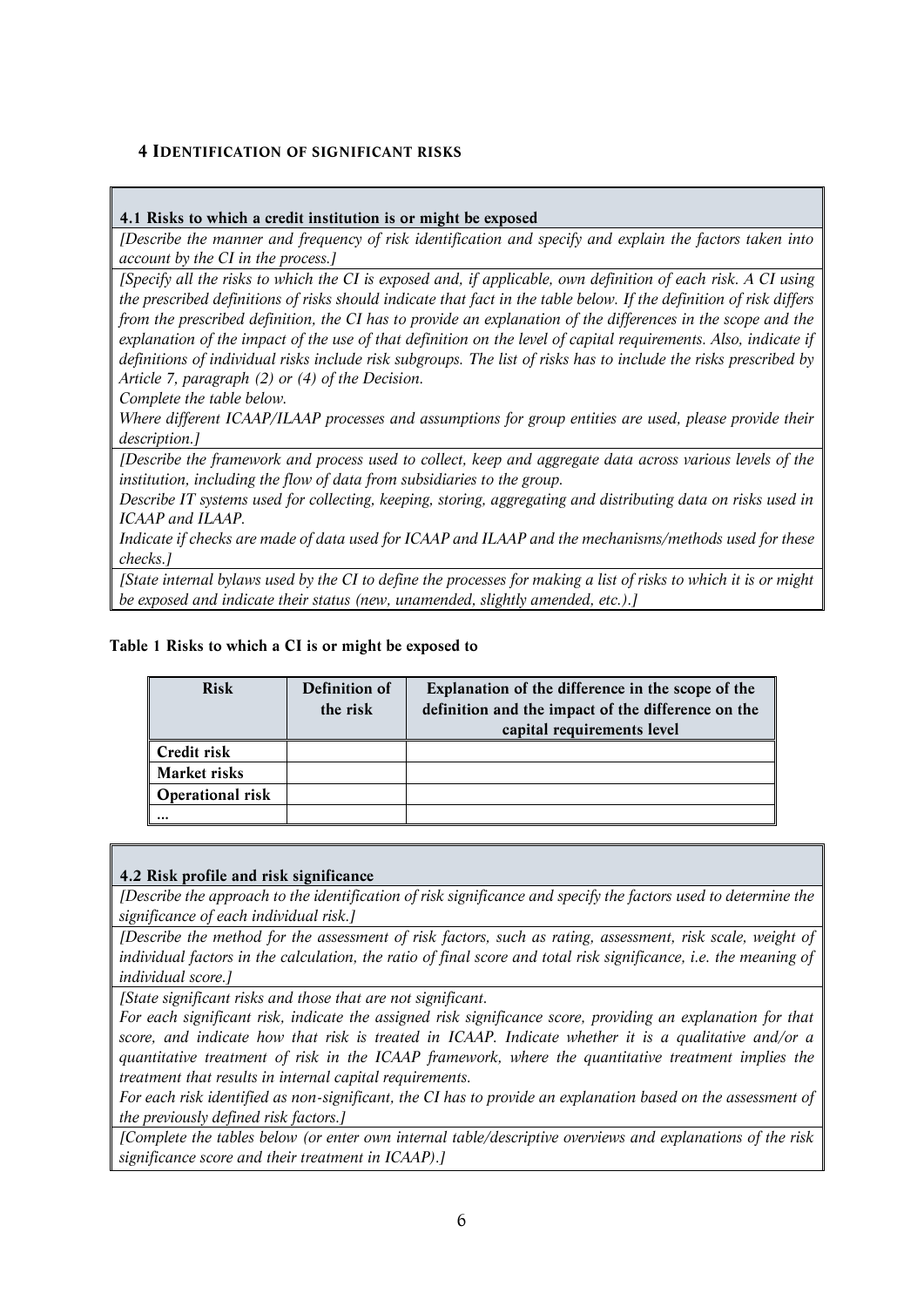## 4 IDENTIFICATION OF SIGNIFICANT RISKS

**4.1 Risks to which a credit institution is or might be exposed**

*[Describe the manner and frequency of risk identification and specify and explain the factors taken into account by the CI in the process.]*

*[Specify all the risks to which the CI is exposed and, if applicable, own definition of each risk. A CI using the prescribed definitions of risks should indicate that fact in the table below. If the definition of risk differs from the prescribed definition, the CI has to provide an explanation of the differences in the scope and the explanation of the impact of the use of that definition on the level of capital requirements. Also, indicate if definitions of individual risks include risk subgroups. The list of risks has to include the risks prescribed by Article 7, paragraph (2) or (4) of the Decision.*

*Complete the table below.*

*Where different ICAAP/ILAAP processes and assumptions for group entities are used, please provide their description.]*

*[Describe the framework and process used to collect, keep and aggregate data across various levels of the institution, including the flow of data from subsidiaries to the group.*

*Describe IT systems used for collecting, keeping, storing, aggregating and distributing data on risks used in ICAAP and ILAAP.*

*Indicate if checks are made of data used for ICAAP and ILAAP and the mechanisms/methods used for these checks.]*

*[State internal bylaws used by the CI to define the processes for making a list of risks to which it is or might be exposed and indicate their status (new, unamended, slightly amended, etc.).]*

**Table 1 Risks to which a CI is or might be exposed to**

| Risk | Definition of the risk | Explanation of the difference in the scope of the definition and the impact of the difference on the capital requirements level |
|---|---|---|
| Credit risk | | |
| Market risks | | |
| Operational risk | | |
| ... | | |

**4.2 Risk profile and risk significance**

*[Describe the approach to the identification of risk significance and specify the factors used to determine the significance of each individual risk.]*

*[Describe the method for the assessment of risk factors, such as rating, assessment, risk scale, weight of individual factors in the calculation, the ratio of final score and total risk significance, i.e. the meaning of individual score.]*

*[State significant risks and those that are not significant.*

*For each significant risk, indicate the assigned risk significance score, providing an explanation for that score, and indicate how that risk is treated in ICAAP. Indicate whether it is a qualitative and/or a quantitative treatment of risk in the ICAAP framework, where the quantitative treatment implies the treatment that results in internal capital requirements.*

*For each risk identified as non-significant, the CI has to provide an explanation based on the assessment of the previously defined risk factors.]*

*[Complete the tables below (or enter own internal table/descriptive overviews and explanations of the risk significance score and their treatment in ICAAP).]*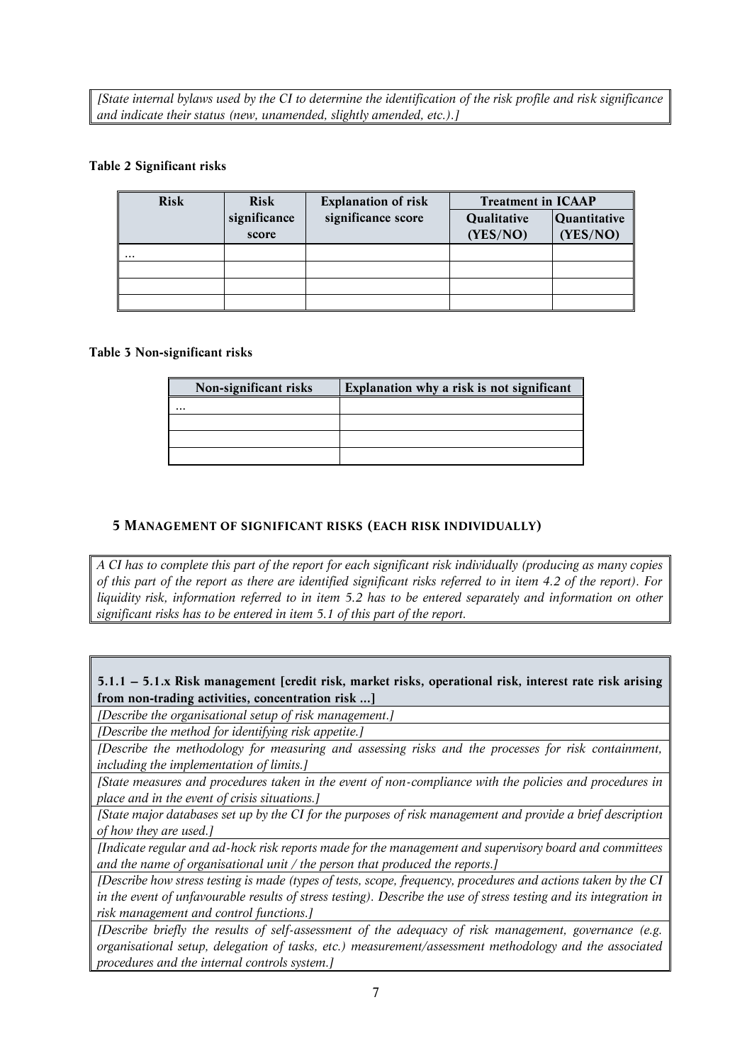*[State internal bylaws used by the CI to determine the identification of the risk profile and risk significance and indicate their status (new, unamended, slightly amended, etc.).]*

**Table 2 Significant risks**

| Risk | Risk significance score | Explanation of risk significance score | Treatment in ICAAP | |
|---|---|---|---|---|
| | | | Qualitative (YES/NO) | Quantitative (YES/NO) |
| ... | | | | |
| | | | | |
| | | | | |
| | | | | |

**Table 3 Non-significant risks**

| Non-significant risks | Explanation why a risk is not significant |
|---|---|
| ... | |
| | |
| | |
| | |

## 5 MANAGEMENT OF SIGNIFICANT RISKS (EACH RISK INDIVIDUALLY)

*A CI has to complete this part of the report for each significant risk individually (producing as many copies of this part of the report as there are identified significant risks referred to in item 4.2 of the report). For liquidity risk, information referred to in item 5.2 has to be entered separately and information on other significant risks has to be entered in item 5.1 of this part of the report.*

**5.1.1 – 5.1.x Risk management [credit risk, market risks, operational risk, interest rate risk arising from non-trading activities, concentration risk ...]**

*[Describe the organisational setup of risk management.]*

*[Describe the method for identifying risk appetite.]*

*[Describe the methodology for measuring and assessing risks and the processes for risk containment, including the implementation of limits.]*

*[State measures and procedures taken in the event of non-compliance with the policies and procedures in place and in the event of crisis situations.]*

*[State major databases set up by the CI for the purposes of risk management and provide a brief description of how they are used.]*

*[Indicate regular and ad-hock risk reports made for the management and supervisory board and committees and the name of organisational unit / the person that produced the reports.]*

*[Describe how stress testing is made (types of tests, scope, frequency, procedures and actions taken by the CI in the event of unfavourable results of stress testing). Describe the use of stress testing and its integration in risk management and control functions.]*

*[Describe briefly the results of self-assessment of the adequacy of risk management, governance (e.g. organisational setup, delegation of tasks, etc.) measurement/assessment methodology and the associated procedures and the internal controls system.]*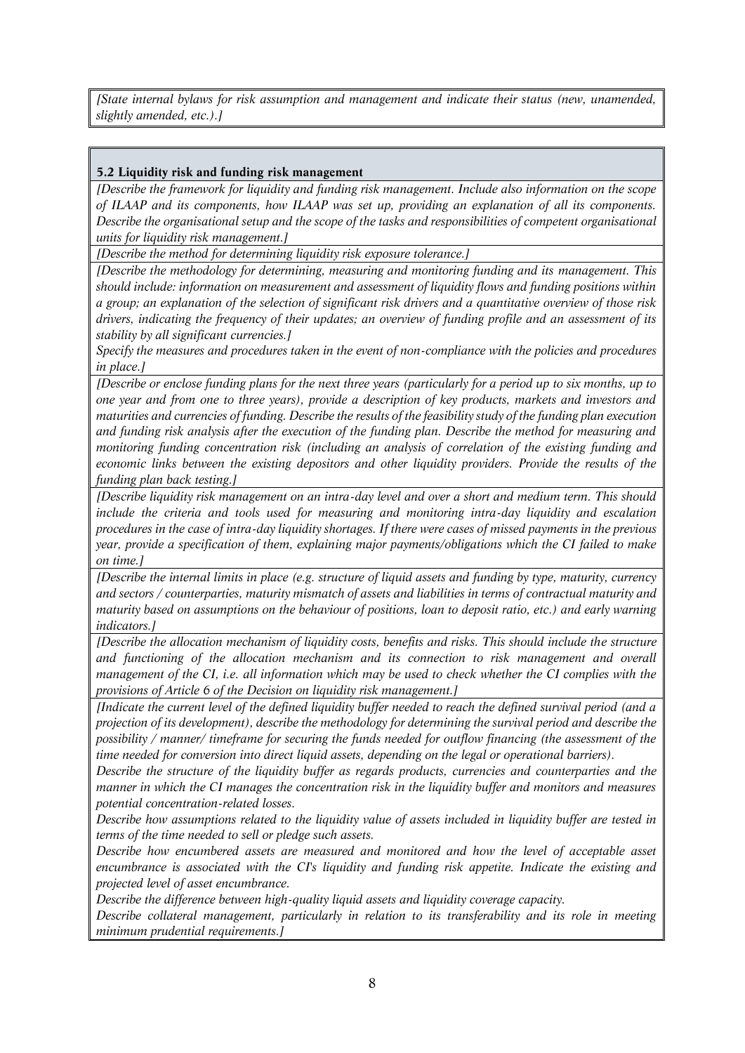*[State internal bylaws for risk assumption and management and indicate their status (new, unamended, slightly amended, etc.).]*

**5.2 Liquidity risk and funding risk management**

*[Describe the framework for liquidity and funding risk management. Include also information on the scope of ILAAP and its components, how ILAAP was set up, providing an explanation of all its components. Describe the organisational setup and the scope of the tasks and responsibilities of competent organisational units for liquidity risk management.]*

*[Describe the method for determining liquidity risk exposure tolerance.]*

*[Describe the methodology for determining, measuring and monitoring funding and its management. This should include: information on measurement and assessment of liquidity flows and funding positions within a group; an explanation of the selection of significant risk drivers and a quantitative overview of those risk drivers, indicating the frequency of their updates; an overview of funding profile and an assessment of its stability by all significant currencies.]*

*Specify the measures and procedures taken in the event of non-compliance with the policies and procedures in place.]*

*[Describe or enclose funding plans for the next three years (particularly for a period up to six months, up to one year and from one to three years), provide a description of key products, markets and investors and maturities and currencies of funding. Describe the results of the feasibility study of the funding plan execution and funding risk analysis after the execution of the funding plan. Describe the method for measuring and monitoring funding concentration risk (including an analysis of correlation of the existing funding and economic links between the existing depositors and other liquidity providers. Provide the results of the funding plan back testing.]*

*[Describe liquidity risk management on an intra-day level and over a short and medium term. This should include the criteria and tools used for measuring and monitoring intra-day liquidity and escalation procedures in the case of intra-day liquidity shortages. If there were cases of missed payments in the previous year, provide a specification of them, explaining major payments/obligations which the CI failed to make on time.]*

*[Describe the internal limits in place (e.g. structure of liquid assets and funding by type, maturity, currency and sectors / counterparties, maturity mismatch of assets and liabilities in terms of contractual maturity and maturity based on assumptions on the behaviour of positions, loan to deposit ratio, etc.) and early warning indicators.]*

*[Describe the allocation mechanism of liquidity costs, benefits and risks. This should include the structure and functioning of the allocation mechanism and its connection to risk management and overall management of the CI, i.e. all information which may be used to check whether the CI complies with the provisions of Article 6 of the Decision on liquidity risk management.]*

*[Indicate the current level of the defined liquidity buffer needed to reach the defined survival period (and a projection of its development), describe the methodology for determining the survival period and describe the possibility / manner/ timeframe for securing the funds needed for outflow financing (the assessment of the time needed for conversion into direct liquid assets, depending on the legal or operational barriers).*

*Describe the structure of the liquidity buffer as regards products, currencies and counterparties and the manner in which the CI manages the concentration risk in the liquidity buffer and monitors and measures potential concentration-related losses.*

*Describe how assumptions related to the liquidity value of assets included in liquidity buffer are tested in terms of the time needed to sell or pledge such assets.*

*Describe how encumbered assets are measured and monitored and how the level of acceptable asset encumbrance is associated with the CI's liquidity and funding risk appetite. Indicate the existing and projected level of asset encumbrance.*

*Describe the difference between high-quality liquid assets and liquidity coverage capacity.*

*Describe collateral management, particularly in relation to its transferability and its role in meeting minimum prudential requirements.]*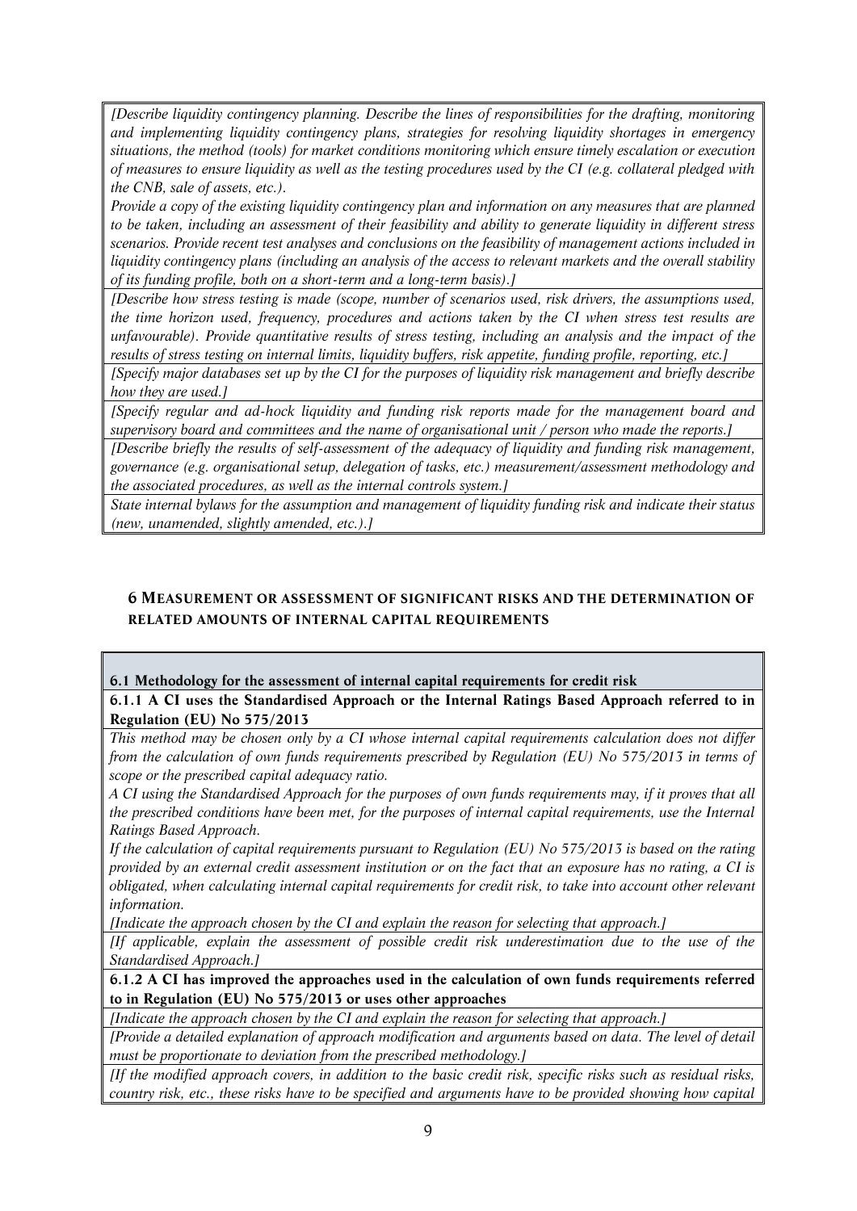*[Describe liquidity contingency planning. Describe the lines of responsibilities for the drafting, monitoring and implementing liquidity contingency plans, strategies for resolving liquidity shortages in emergency situations, the method (tools) for market conditions monitoring which ensure timely escalation or execution of measures to ensure liquidity as well as the testing procedures used by the CI (e.g. collateral pledged with the CNB, sale of assets, etc.).*

*Provide a copy of the existing liquidity contingency plan and information on any measures that are planned to be taken, including an assessment of their feasibility and ability to generate liquidity in different stress scenarios. Provide recent test analyses and conclusions on the feasibility of management actions included in liquidity contingency plans (including an analysis of the access to relevant markets and the overall stability of its funding profile, both on a short-term and a long-term basis).]*

*[Describe how stress testing is made (scope, number of scenarios used, risk drivers, the assumptions used, the time horizon used, frequency, procedures and actions taken by the CI when stress test results are unfavourable). Provide quantitative results of stress testing, including an analysis and the impact of the results of stress testing on internal limits, liquidity buffers, risk appetite, funding profile, reporting, etc.]*

*[Specify major databases set up by the CI for the purposes of liquidity risk management and briefly describe how they are used.]*

*[Specify regular and ad-hock liquidity and funding risk reports made for the management board and supervisory board and committees and the name of organisational unit / person who made the reports.]*

*[Describe briefly the results of self-assessment of the adequacy of liquidity and funding risk management, governance (e.g. organisational setup, delegation of tasks, etc.) measurement/assessment methodology and the associated procedures, as well as the internal controls system.]*

*State internal bylaws for the assumption and management of liquidity funding risk and indicate their status (new, unamended, slightly amended, etc.).]*

## 6 MEASUREMENT OR ASSESSMENT OF SIGNIFICANT RISKS AND THE DETERMINATION OF RELATED AMOUNTS OF INTERNAL CAPITAL REQUIREMENTS

### 6.1 Methodology for the assessment of internal capital requirements for credit risk

#### 6.1.1 A CI uses the Standardised Approach or the Internal Ratings Based Approach referred to in Regulation (EU) No 575/2013

*This method may be chosen only by a CI whose internal capital requirements calculation does not differ from the calculation of own funds requirements prescribed by Regulation (EU) No 575/2013 in terms of scope or the prescribed capital adequacy ratio.*

*A CI using the Standardised Approach for the purposes of own funds requirements may, if it proves that all the prescribed conditions have been met, for the purposes of internal capital requirements, use the Internal Ratings Based Approach.*

*If the calculation of capital requirements pursuant to Regulation (EU) No 575/2013 is based on the rating provided by an external credit assessment institution or on the fact that an exposure has no rating, a CI is obligated, when calculating internal capital requirements for credit risk, to take into account other relevant information.*

*[Indicate the approach chosen by the CI and explain the reason for selecting that approach.]*

*[If applicable, explain the assessment of possible credit risk underestimation due to the use of the Standardised Approach.]*

#### 6.1.2 A CI has improved the approaches used in the calculation of own funds requirements referred to in Regulation (EU) No 575/2013 or uses other approaches

*[Indicate the approach chosen by the CI and explain the reason for selecting that approach.]*

*[Provide a detailed explanation of approach modification and arguments based on data. The level of detail must be proportionate to deviation from the prescribed methodology.]*

*[If the modified approach covers, in addition to the basic credit risk, specific risks such as residual risks, country risk, etc., these risks have to be specified and arguments have to be provided showing how capital*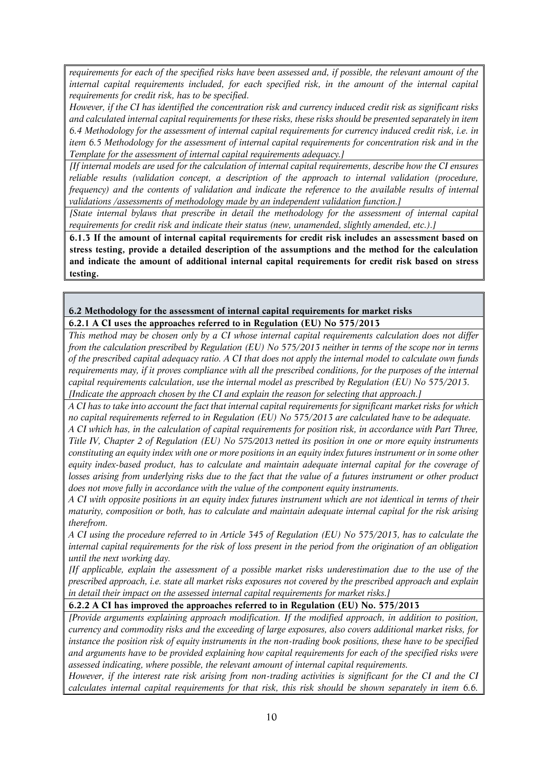*requirements for each of the specified risks have been assessed and, if possible, the relevant amount of the internal capital requirements included, for each specified risk, in the amount of the internal capital requirements for credit risk, has to be specified.*

*However, if the CI has identified the concentration risk and currency induced credit risk as significant risks and calculated internal capital requirements for these risks, these risks should be presented separately in item 6.4 Methodology for the assessment of internal capital requirements for currency induced credit risk, i.e. in item 6.5 Methodology for the assessment of internal capital requirements for concentration risk and in the Template for the assessment of internal capital requirements adequacy.]*

*[If internal models are used for the calculation of internal capital requirements, describe how the CI ensures reliable results (validation concept, a description of the approach to internal validation (procedure, frequency) and the contents of validation and indicate the reference to the available results of internal validations /assessments of methodology made by an independent validation function.]*

*[State internal bylaws that prescribe in detail the methodology for the assessment of internal capital requirements for credit risk and indicate their status (new, unamended, slightly amended, etc.).]*

**6.1.3 If the amount of internal capital requirements for credit risk includes an assessment based on stress testing, provide a detailed description of the assumptions and the method for the calculation and indicate the amount of additional internal capital requirements for credit risk based on stress testing.**

**6.2 Methodology for the assessment of internal capital requirements for market risks**

**6.2.1 A CI uses the approaches referred to in Regulation (EU) No 575/2013**

*This method may be chosen only by a CI whose internal capital requirements calculation does not differ from the calculation prescribed by Regulation (EU) No 575/2013 neither in terms of the scope nor in terms of the prescribed capital adequacy ratio. A CI that does not apply the internal model to calculate own funds requirements may, if it proves compliance with all the prescribed conditions, for the purposes of the internal capital requirements calculation, use the internal model as prescribed by Regulation (EU) No 575/2013. [Indicate the approach chosen by the CI and explain the reason for selecting that approach.]*

*A CI has to take into account the fact that internal capital requirements for significant market risks for which no capital requirements referred to in Regulation (EU) No 575/2013 are calculated have to be adequate.*

*A CI which has, in the calculation of capital requirements for position risk, in accordance with Part Three, Title IV, Chapter 2 of Regulation (EU) No 575/2013 netted its position in one or more equity instruments constituting an equity index with one or more positions in an equity index futures instrument or in some other equity index-based product, has to calculate and maintain adequate internal capital for the coverage of losses arising from underlying risks due to the fact that the value of a futures instrument or other product does not move fully in accordance with the value of the component equity instruments.*

*A CI with opposite positions in an equity index futures instrument which are not identical in terms of their maturity, composition or both, has to calculate and maintain adequate internal capital for the risk arising therefrom.*

*A CI using the procedure referred to in Article 345 of Regulation (EU) No 575/2013, has to calculate the internal capital requirements for the risk of loss present in the period from the origination of an obligation until the next working day.*

*[If applicable, explain the assessment of a possible market risks underestimation due to the use of the prescribed approach, i.e. state all market risks exposures not covered by the prescribed approach and explain in detail their impact on the assessed internal capital requirements for market risks.]*

**6.2.2 A CI has improved the approaches referred to in Regulation (EU) No. 575/2013**

*[Provide arguments explaining approach modification. If the modified approach, in addition to position, currency and commodity risks and the exceeding of large exposures, also covers additional market risks, for instance the position risk of equity instruments in the non-trading book positions, these have to be specified and arguments have to be provided explaining how capital requirements for each of the specified risks were assessed indicating, where possible, the relevant amount of internal capital requirements.*

*However, if the interest rate risk arising from non-trading activities is significant for the CI and the CI calculates internal capital requirements for that risk, this risk should be shown separately in item 6.6.*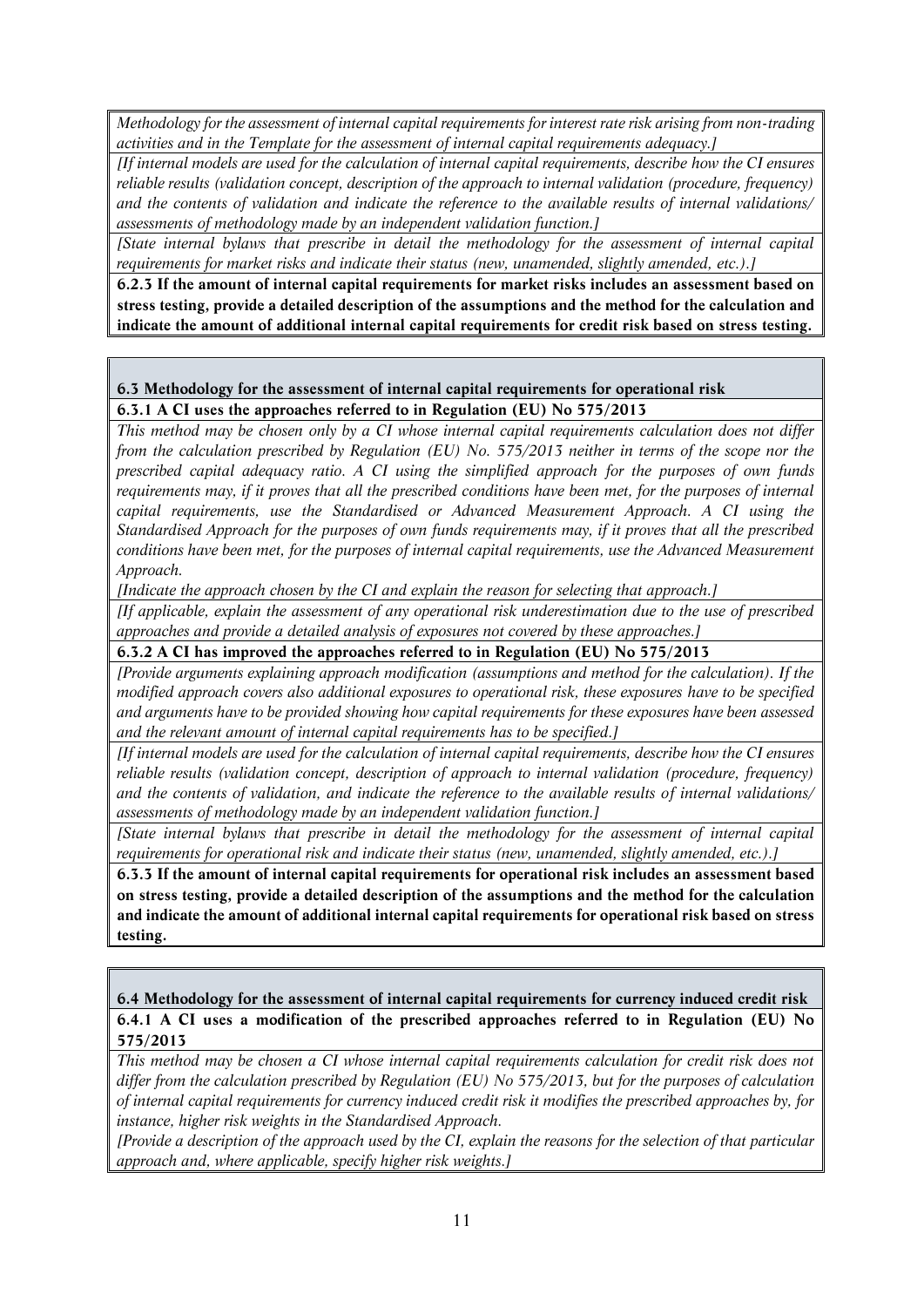*Methodology for the assessment of internal capital requirements for interest rate risk arising from non-trading activities and in the Template for the assessment of internal capital requirements adequacy.]*

*[If internal models are used for the calculation of internal capital requirements, describe how the CI ensures reliable results (validation concept, description of the approach to internal validation (procedure, frequency) and the contents of validation and indicate the reference to the available results of internal validations/ assessments of methodology made by an independent validation function.]*

*[State internal bylaws that prescribe in detail the methodology for the assessment of internal capital requirements for market risks and indicate their status (new, unamended, slightly amended, etc.).]*

**6.2.3 If the amount of internal capital requirements for market risks includes an assessment based on stress testing, provide a detailed description of the assumptions and the method for the calculation and indicate the amount of additional internal capital requirements for credit risk based on stress testing.**

### 6.3 Methodology for the assessment of internal capital requirements for operational risk

**6.3.1 A CI uses the approaches referred to in Regulation (EU) No 575/2013**

*This method may be chosen only by a CI whose internal capital requirements calculation does not differ from the calculation prescribed by Regulation (EU) No. 575/2013 neither in terms of the scope nor the prescribed capital adequacy ratio. A CI using the simplified approach for the purposes of own funds requirements may, if it proves that all the prescribed conditions have been met, for the purposes of internal capital requirements, use the Standardised or Advanced Measurement Approach. A CI using the Standardised Approach for the purposes of own funds requirements may, if it proves that all the prescribed conditions have been met, for the purposes of internal capital requirements, use the Advanced Measurement Approach.*

*[Indicate the approach chosen by the CI and explain the reason for selecting that approach.]*

*[If applicable, explain the assessment of any operational risk underestimation due to the use of prescribed approaches and provide a detailed analysis of exposures not covered by these approaches.]*

**6.3.2 A CI has improved the approaches referred to in Regulation (EU) No 575/2013**

*[Provide arguments explaining approach modification (assumptions and method for the calculation). If the modified approach covers also additional exposures to operational risk, these exposures have to be specified and arguments have to be provided showing how capital requirements for these exposures have been assessed and the relevant amount of internal capital requirements has to be specified.]*

*[If internal models are used for the calculation of internal capital requirements, describe how the CI ensures reliable results (validation concept, description of approach to internal validation (procedure, frequency) and the contents of validation, and indicate the reference to the available results of internal validations/ assessments of methodology made by an independent validation function.]*

*[State internal bylaws that prescribe in detail the methodology for the assessment of internal capital requirements for operational risk and indicate their status (new, unamended, slightly amended, etc.).]*

**6.3.3 If the amount of internal capital requirements for operational risk includes an assessment based on stress testing, provide a detailed description of the assumptions and the method for the calculation and indicate the amount of additional internal capital requirements for operational risk based on stress testing.**

### 6.4 Methodology for the assessment of internal capital requirements for currency induced credit risk

**6.4.1 A CI uses a modification of the prescribed approaches referred to in Regulation (EU) No 575/2013**

*This method may be chosen a CI whose internal capital requirements calculation for credit risk does not differ from the calculation prescribed by Regulation (EU) No 575/2013, but for the purposes of calculation of internal capital requirements for currency induced credit risk it modifies the prescribed approaches by, for instance, higher risk weights in the Standardised Approach.*

*[Provide a description of the approach used by the CI, explain the reasons for the selection of that particular approach and, where applicable, specify higher risk weights.]*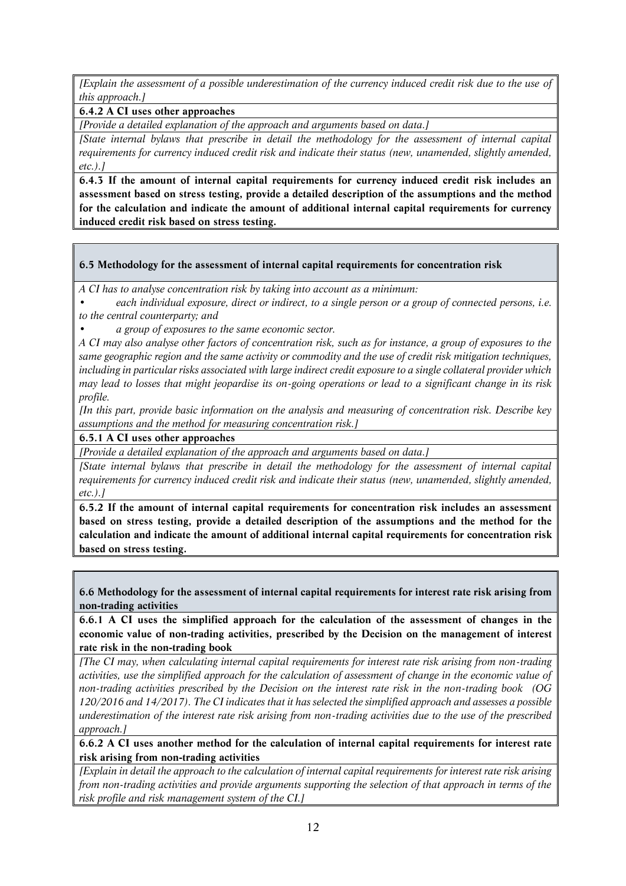*[Explain the assessment of a possible underestimation of the currency induced credit risk due to the use of this approach.]*

**6.4.2 A CI uses other approaches**

*[Provide a detailed explanation of the approach and arguments based on data.]*

*[State internal bylaws that prescribe in detail the methodology for the assessment of internal capital requirements for currency induced credit risk and indicate their status (new, unamended, slightly amended, etc.).]*

**6.4.3 If the amount of internal capital requirements for currency induced credit risk includes an assessment based on stress testing, provide a detailed description of the assumptions and the method for the calculation and indicate the amount of additional internal capital requirements for currency induced credit risk based on stress testing.**

### 6.5 Methodology for the assessment of internal capital requirements for concentration risk

*A CI has to analyse concentration risk by taking into account as a minimum:*

- *each individual exposure, direct or indirect, to a single person or a group of connected persons, i.e. to the central counterparty; and*
- *a group of exposures to the same economic sector.*

*A CI may also analyse other factors of concentration risk, such as for instance, a group of exposures to the same geographic region and the same activity or commodity and the use of credit risk mitigation techniques, including in particular risks associated with large indirect credit exposure to a single collateral provider which may lead to losses that might jeopardise its on-going operations or lead to a significant change in its risk profile.*

*[In this part, provide basic information on the analysis and measuring of concentration risk. Describe key assumptions and the method for measuring concentration risk.]*

**6.5.1 A CI uses other approaches**

*[Provide a detailed explanation of the approach and arguments based on data.]*

*[State internal bylaws that prescribe in detail the methodology for the assessment of internal capital requirements for currency induced credit risk and indicate their status (new, unamended, slightly amended, etc.).]*

**6.5.2 If the amount of internal capital requirements for concentration risk includes an assessment based on stress testing, provide a detailed description of the assumptions and the method for the calculation and indicate the amount of additional internal capital requirements for concentration risk based on stress testing.**

### 6.6 Methodology for the assessment of internal capital requirements for interest rate risk arising from non-trading activities

**6.6.1 A CI uses the simplified approach for the calculation of the assessment of changes in the economic value of non-trading activities, prescribed by the Decision on the management of interest rate risk in the non-trading book**

*[The CI may, when calculating internal capital requirements for interest rate risk arising from non-trading activities, use the simplified approach for the calculation of assessment of change in the economic value of non-trading activities prescribed by the Decision on the interest rate risk in the non-trading book (OG 120/2016 and 14/2017). The CI indicates that it has selected the simplified approach and assesses a possible underestimation of the interest rate risk arising from non-trading activities due to the use of the prescribed approach.]*

**6.6.2 A CI uses another method for the calculation of internal capital requirements for interest rate risk arising from non-trading activities**

*[Explain in detail the approach to the calculation of internal capital requirements for interest rate risk arising from non-trading activities and provide arguments supporting the selection of that approach in terms of the risk profile and risk management system of the CI.]*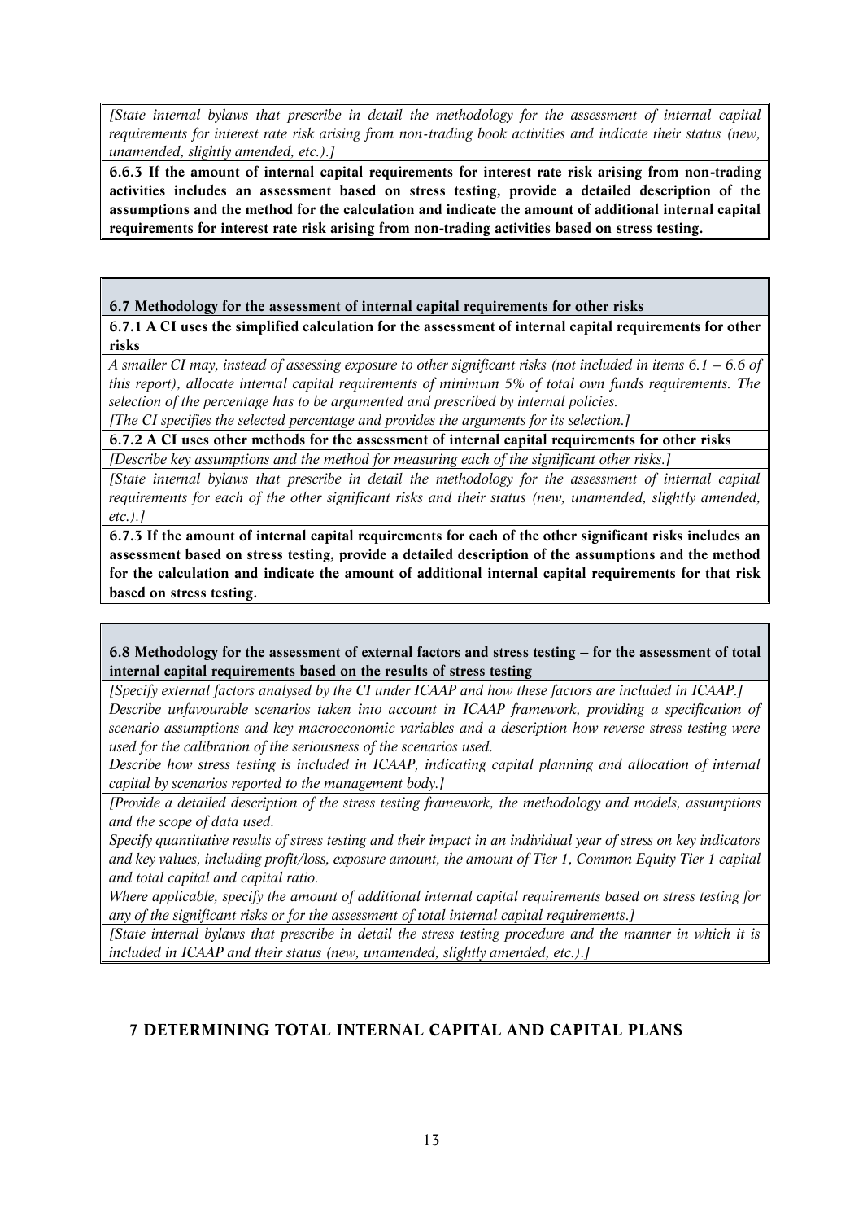*[State internal bylaws that prescribe in detail the methodology for the assessment of internal capital requirements for interest rate risk arising from non-trading book activities and indicate their status (new, unamended, slightly amended, etc.).]*

**6.6.3 If the amount of internal capital requirements for interest rate risk arising from non-trading activities includes an assessment based on stress testing, provide a detailed description of the assumptions and the method for the calculation and indicate the amount of additional internal capital requirements for interest rate risk arising from non-trading activities based on stress testing.**

**6.7 Methodology for the assessment of internal capital requirements for other risks**

**6.7.1 A CI uses the simplified calculation for the assessment of internal capital requirements for other risks**

*A smaller CI may, instead of assessing exposure to other significant risks (not included in items 6.1 – 6.6 of this report), allocate internal capital requirements of minimum 5% of total own funds requirements. The selection of the percentage has to be argumented and prescribed by internal policies.*

*[The CI specifies the selected percentage and provides the arguments for its selection.]*

**6.7.2 A CI uses other methods for the assessment of internal capital requirements for other risks**

*[Describe key assumptions and the method for measuring each of the significant other risks.]*

*[State internal bylaws that prescribe in detail the methodology for the assessment of internal capital requirements for each of the other significant risks and their status (new, unamended, slightly amended, etc.).]*

**6.7.3 If the amount of internal capital requirements for each of the other significant risks includes an assessment based on stress testing, provide a detailed description of the assumptions and the method for the calculation and indicate the amount of additional internal capital requirements for that risk based on stress testing.**

**6.8 Methodology for the assessment of external factors and stress testing – for the assessment of total internal capital requirements based on the results of stress testing**

*[Specify external factors analysed by the CI under ICAAP and how these factors are included in ICAAP.]*

*Describe unfavourable scenarios taken into account in ICAAP framework, providing a specification of scenario assumptions and key macroeconomic variables and a description how reverse stress testing were used for the calibration of the seriousness of the scenarios used.*

*Describe how stress testing is included in ICAAP, indicating capital planning and allocation of internal capital by scenarios reported to the management body.]*

*[Provide a detailed description of the stress testing framework, the methodology and models, assumptions and the scope of data used.*

*Specify quantitative results of stress testing and their impact in an individual year of stress on key indicators and key values, including profit/loss, exposure amount, the amount of Tier 1, Common Equity Tier 1 capital and total capital and capital ratio.*

*Where applicable, specify the amount of additional internal capital requirements based on stress testing for any of the significant risks or for the assessment of total internal capital requirements.]*

*[State internal bylaws that prescribe in detail the stress testing procedure and the manner in which it is included in ICAAP and their status (new, unamended, slightly amended, etc.).]*

# 7 DETERMINING TOTAL INTERNAL CAPITAL AND CAPITAL PLANS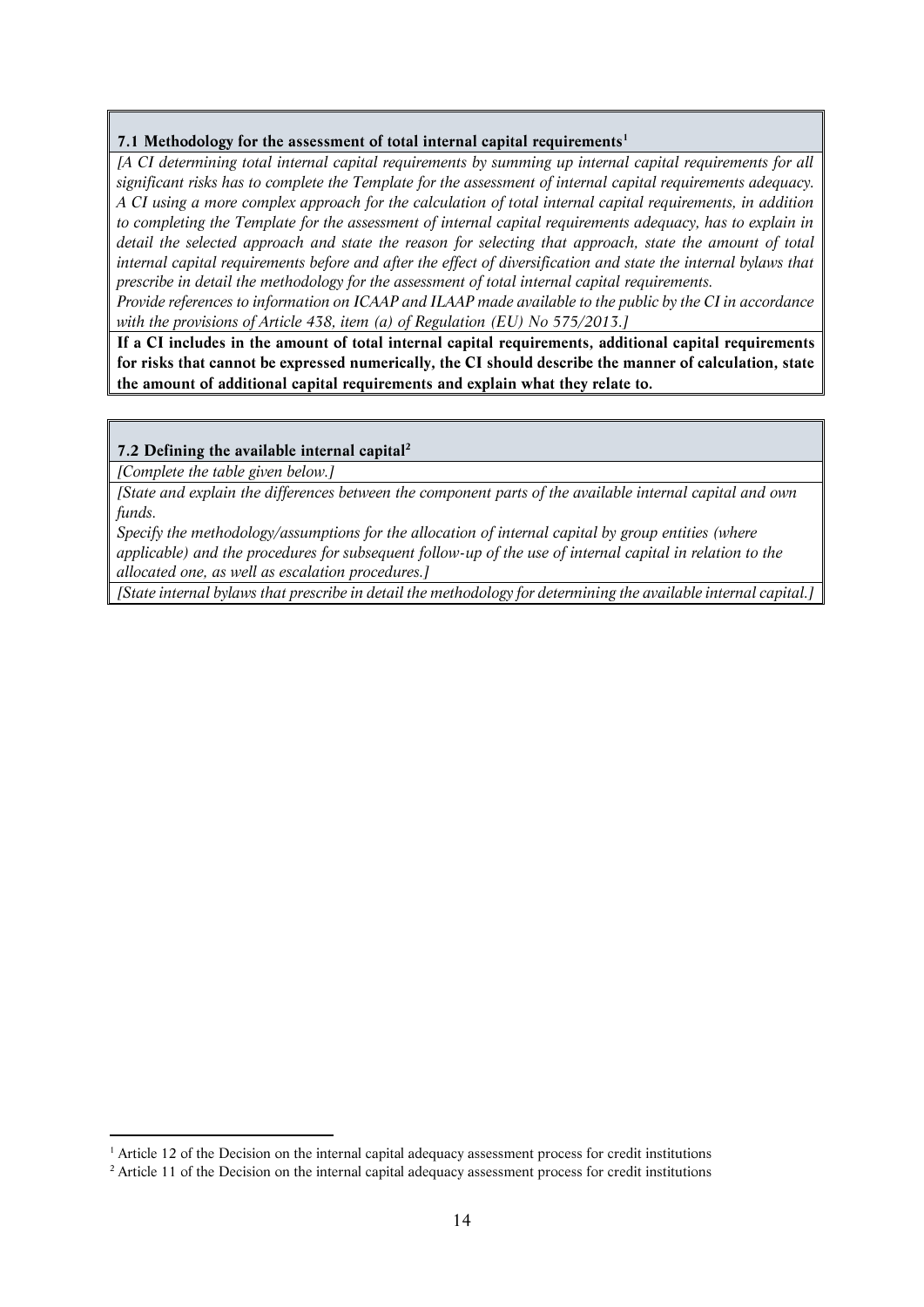**7.1 Methodology for the assessment of total internal capital requirements**[1]

*[A CI determining total internal capital requirements by summing up internal capital requirements for all significant risks has to complete the Template for the assessment of internal capital requirements adequacy. A CI using a more complex approach for the calculation of total internal capital requirements, in addition to completing the Template for the assessment of internal capital requirements adequacy, has to explain in detail the selected approach and state the reason for selecting that approach, state the amount of total internal capital requirements before and after the effect of diversification and state the internal bylaws that prescribe in detail the methodology for the assessment of total internal capital requirements.*

*Provide references to information on ICAAP and ILAAP made available to the public by the CI in accordance with the provisions of Article 438, item (a) of Regulation (EU) No 575/2013.]*

**If a CI includes in the amount of total internal capital requirements, additional capital requirements for risks that cannot be expressed numerically, the CI should describe the manner of calculation, state the amount of additional capital requirements and explain what they relate to.**

**7.2 Defining the available internal capital**[2]

*[Complete the table given below.]*

*[State and explain the differences between the component parts of the available internal capital and own funds.*

*Specify the methodology/assumptions for the allocation of internal capital by group entities (where applicable) and the procedures for subsequent follow-up of the use of internal capital in relation to the allocated one, as well as escalation procedures.]*

*[State internal bylaws that prescribe in detail the methodology for determining the available internal capital.]*

---

[1] Article 12 of the Decision on the internal capital adequacy assessment process for credit institutions

[2] Article 11 of the Decision on the internal capital adequacy assessment process for credit institutions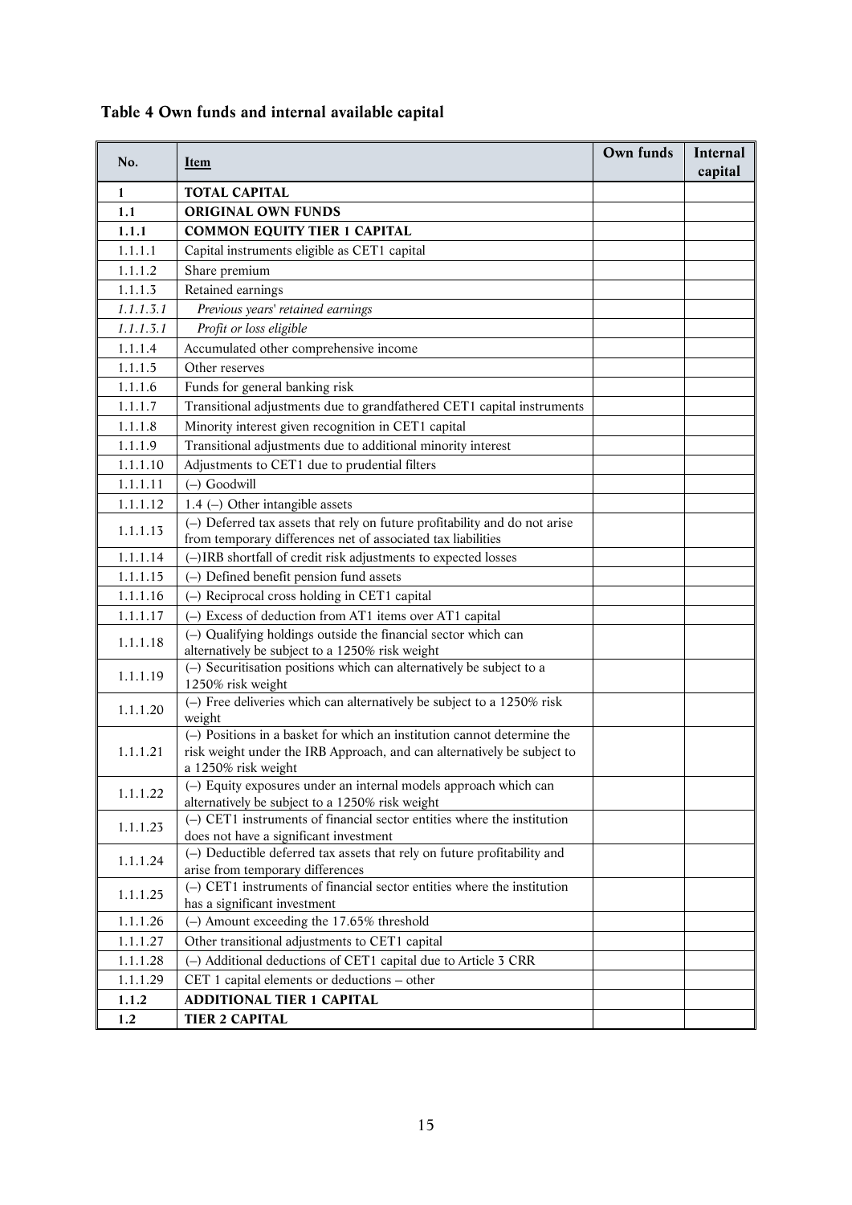**Table 4 Own funds and internal available capital**

| No. | Item | Own funds | Internal capital |
|---|---|---|---|
| **1** | **TOTAL CAPITAL** | | |
| **1.1** | **ORIGINAL OWN FUNDS** | | |
| **1.1.1** | **COMMON EQUITY TIER 1 CAPITAL** | | |
| 1.1.1.1 | Capital instruments eligible as CET1 capital | | |
| 1.1.1.2 | Share premium | | |
| 1.1.1.3 | Retained earnings | | |
| *1.1.1.3.1* | *Previous years' retained earnings* | | |
| *1.1.1.3.1* | *Profit or loss eligible* | | |
| 1.1.1.4 | Accumulated other comprehensive income | | |
| 1.1.1.5 | Other reserves | | |
| 1.1.1.6 | Funds for general banking risk | | |
| 1.1.1.7 | Transitional adjustments due to grandfathered CET1 capital instruments | | |
| 1.1.1.8 | Minority interest given recognition in CET1 capital | | |
| 1.1.1.9 | Transitional adjustments due to additional minority interest | | |
| 1.1.1.10 | Adjustments to CET1 due to prudential filters | | |
| 1.1.1.11 | (–) Goodwill | | |
| 1.1.1.12 | 1.4 (–) Other intangible assets | | |
| 1.1.1.13 | (–) Deferred tax assets that rely on future profitability and do not arise from temporary differences net of associated tax liabilities | | |
| 1.1.1.14 | (–)IRB shortfall of credit risk adjustments to expected losses | | |
| 1.1.1.15 | (–) Defined benefit pension fund assets | | |
| 1.1.1.16 | (–) Reciprocal cross holding in CET1 capital | | |
| 1.1.1.17 | (–) Excess of deduction from AT1 items over AT1 capital | | |
| 1.1.1.18 | (–) Qualifying holdings outside the financial sector which can alternatively be subject to a 1250% risk weight | | |
| 1.1.1.19 | (–) Securitisation positions which can alternatively be subject to a 1250% risk weight | | |
| 1.1.1.20 | (–) Free deliveries which can alternatively be subject to a 1250% risk weight | | |
| 1.1.1.21 | (–) Positions in a basket for which an institution cannot determine the risk weight under the IRB Approach, and can alternatively be subject to a 1250% risk weight | | |
| 1.1.1.22 | (–) Equity exposures under an internal models approach which can alternatively be subject to a 1250% risk weight | | |
| 1.1.1.23 | (–) CET1 instruments of financial sector entities where the institution does not have a significant investment | | |
| 1.1.1.24 | (–) Deductible deferred tax assets that rely on future profitability and arise from temporary differences | | |
| 1.1.1.25 | (–) CET1 instruments of financial sector entities where the institution has a significant investment | | |
| 1.1.1.26 | (–) Amount exceeding the 17.65% threshold | | |
| 1.1.1.27 | Other transitional adjustments to CET1 capital | | |
| 1.1.1.28 | (–) Additional deductions of CET1 capital due to Article 3 CRR | | |
| 1.1.1.29 | CET 1 capital elements or deductions – other | | |
| **1.1.2** | **ADDITIONAL TIER 1 CAPITAL** | | |
| **1.2** | **TIER 2 CAPITAL** | | |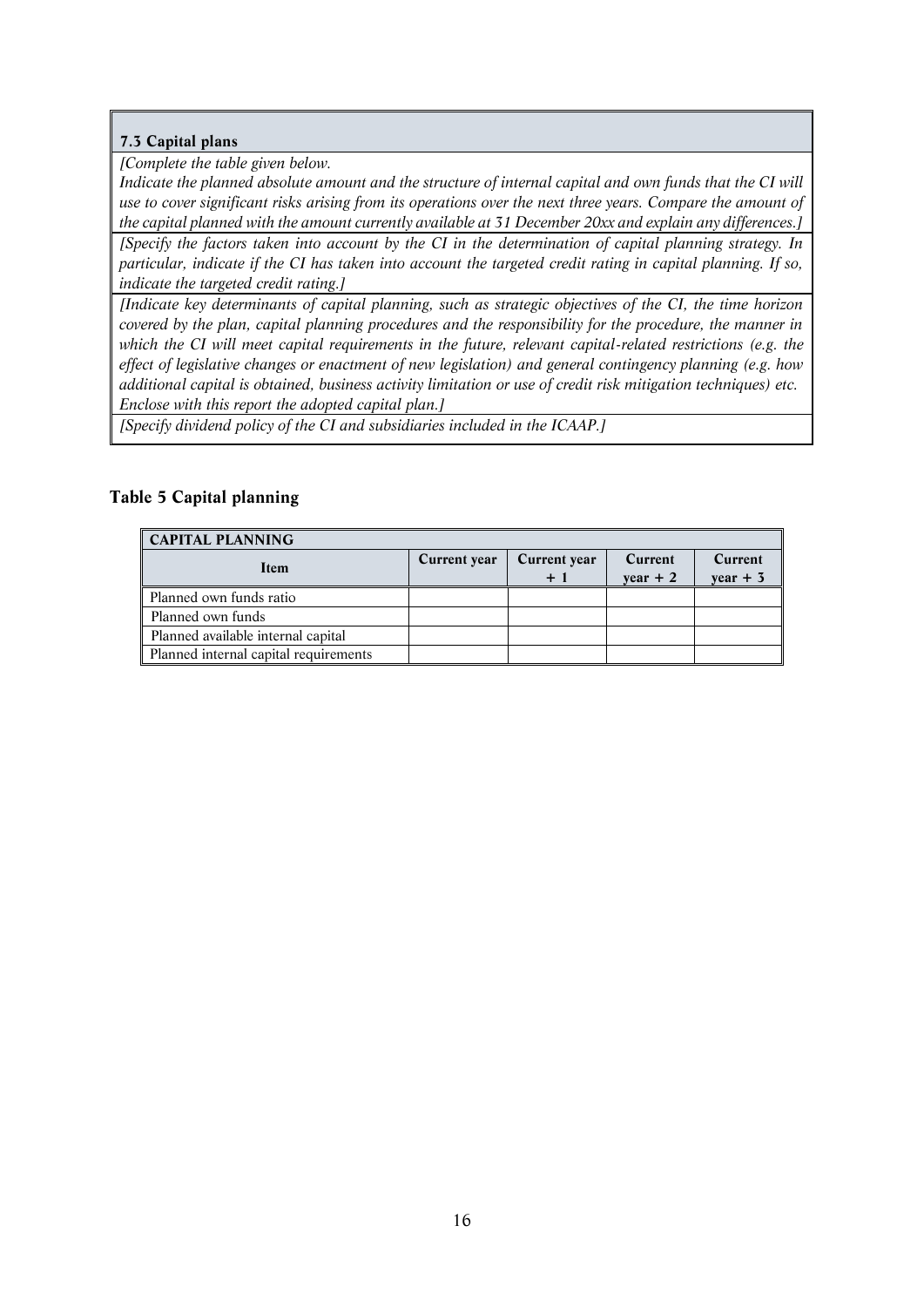### 7.3 Capital plans

*[Complete the table given below.*
*Indicate the planned absolute amount and the structure of internal capital and own funds that the CI will use to cover significant risks arising from its operations over the next three years. Compare the amount of the capital planned with the amount currently available at 31 December 20xx and explain any differences.]*

*[Specify the factors taken into account by the CI in the determination of capital planning strategy. In particular, indicate if the CI has taken into account the targeted credit rating in capital planning. If so, indicate the targeted credit rating.]*

*[Indicate key determinants of capital planning, such as strategic objectives of the CI, the time horizon covered by the plan, capital planning procedures and the responsibility for the procedure, the manner in which the CI will meet capital requirements in the future, relevant capital-related restrictions (e.g. the effect of legislative changes or enactment of new legislation) and general contingency planning (e.g. how additional capital is obtained, business activity limitation or use of credit risk mitigation techniques) etc.*
*Enclose with this report the adopted capital plan.]*

*[Specify dividend policy of the CI and subsidiaries included in the ICAAP.]*

### Table 5 Capital planning

| CAPITAL PLANNING | | | | |
|---|---|---|---|---|
| **Item** | **Current year** | **Current year + 1** | **Current year + 2** | **Current year + 3** |
| Planned own funds ratio | | | | |
| Planned own funds | | | | |
| Planned available internal capital | | | | |
| Planned internal capital requirements | | | | |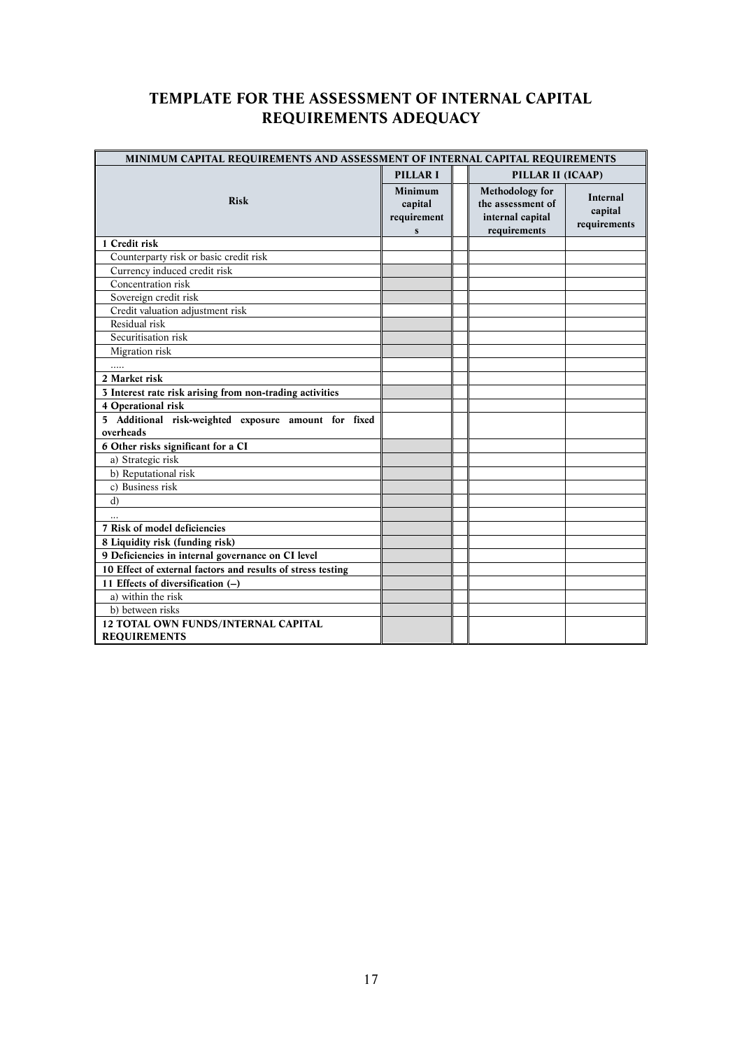# TEMPLATE FOR THE ASSESSMENT OF INTERNAL CAPITAL REQUIREMENTS ADEQUACY

| MINIMUM CAPITAL REQUIREMENTS AND ASSESSMENT OF INTERNAL CAPITAL REQUIREMENTS | | | | |
|---|---|---|---|---|
| | **PILLAR I** | | **PILLAR II (ICAAP)** | |
| **Risk** | **Minimum capital requirements** | | **Methodology for the assessment of internal capital requirements** | **Internal capital requirements** |
| **1 Credit risk** | | | | |
| Counterparty risk or basic credit risk | | | | |
| Currency induced credit risk | | | | |
| Concentration risk | | | | |
| Sovereign credit risk | | | | |
| Credit valuation adjustment risk | | | | |
| Residual risk | | | | |
| Securitisation risk | | | | |
| Migration risk | | | | |
| ..... | | | | |
| **2 Market risk** | | | | |
| **3 Interest rate risk arising from non-trading activities** | | | | |
| **4 Operational risk** | | | | |
| **5 Additional risk-weighted exposure amount for fixed overheads** | | | | |
| **6 Other risks significant for a CI** | | | | |
| a) Strategic risk | | | | |
| b) Reputational risk | | | | |
| c) Business risk | | | | |
| d) | | | | |
| ... | | | | |
| **7 Risk of model deficiencies** | | | | |
| **8 Liquidity risk (funding risk)** | | | | |
| **9 Deficiencies in internal governance on CI level** | | | | |
| **10 Effect of external factors and results of stress testing** | | | | |
| **11 Effects of diversification (–)** | | | | |
| a) within the risk | | | | |
| b) between risks | | | | |
| **12 TOTAL OWN FUNDS/INTERNAL CAPITAL REQUIREMENTS** | | | | |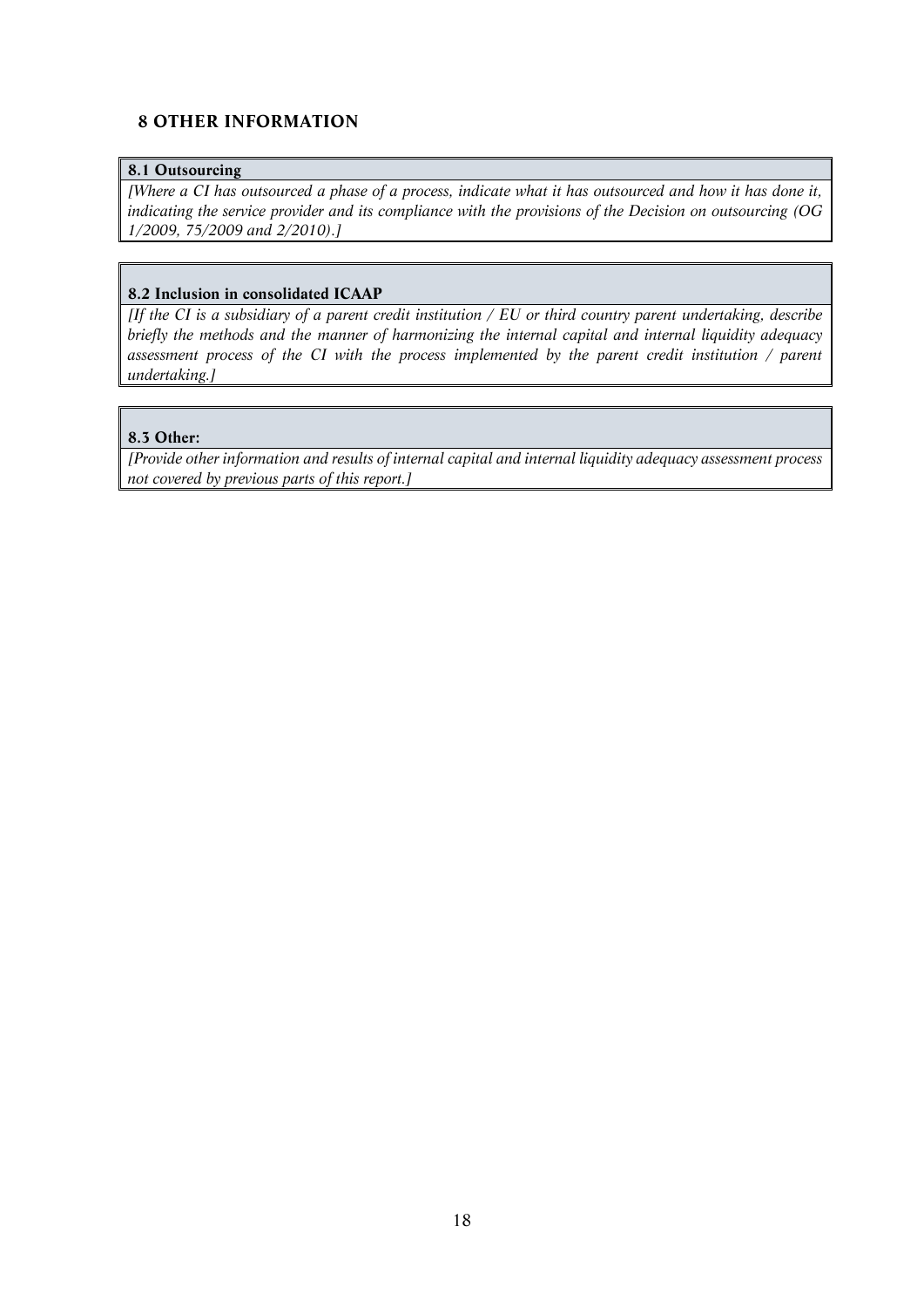## 8 OTHER INFORMATION

**8.1 Outsourcing**

*[Where a CI has outsourced a phase of a process, indicate what it has outsourced and how it has done it, indicating the service provider and its compliance with the provisions of the Decision on outsourcing (OG 1/2009, 75/2009 and 2/2010).]*

**8.2 Inclusion in consolidated ICAAP**

*[If the CI is a subsidiary of a parent credit institution / EU or third country parent undertaking, describe briefly the methods and the manner of harmonizing the internal capital and internal liquidity adequacy assessment process of the CI with the process implemented by the parent credit institution / parent undertaking.]*

**8.3 Other:**

*[Provide other information and results of internal capital and internal liquidity adequacy assessment process not covered by previous parts of this report.]*